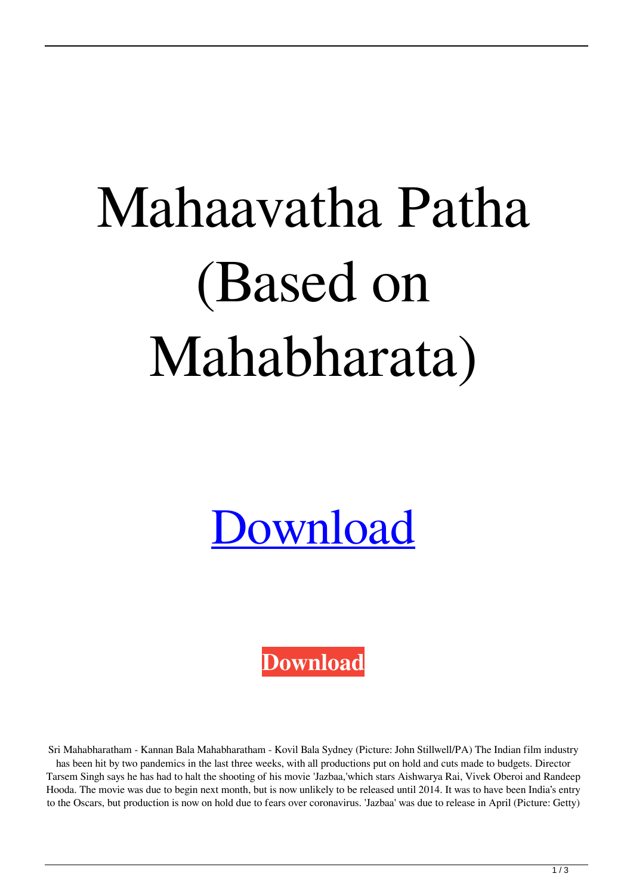# Mahaavatha Patha (Based on Mahabharata)

[Download](#)

**Download**

Sri Mahabharatham - Kannan Bala Mahabharatham - Kovil Bala Sydney (Picture: John Stillwell/PA) The Indian film industry has been hit by two pandemics in the last three weeks, with all productions put on hold and cuts made to budgets. Director Tarsem Singh says he has had to halt the shooting of his movie 'Jazbaa,'which stars Aishwarya Rai, Vivek Oberoi and Randeep Hooda. The movie was due to begin next month, but is now unlikely to be released until 2014. It was to have been India's entry to the Oscars, but production is now on hold due to fears over coronavirus. 'Jazbaa' was due to release in April (Picture: Getty)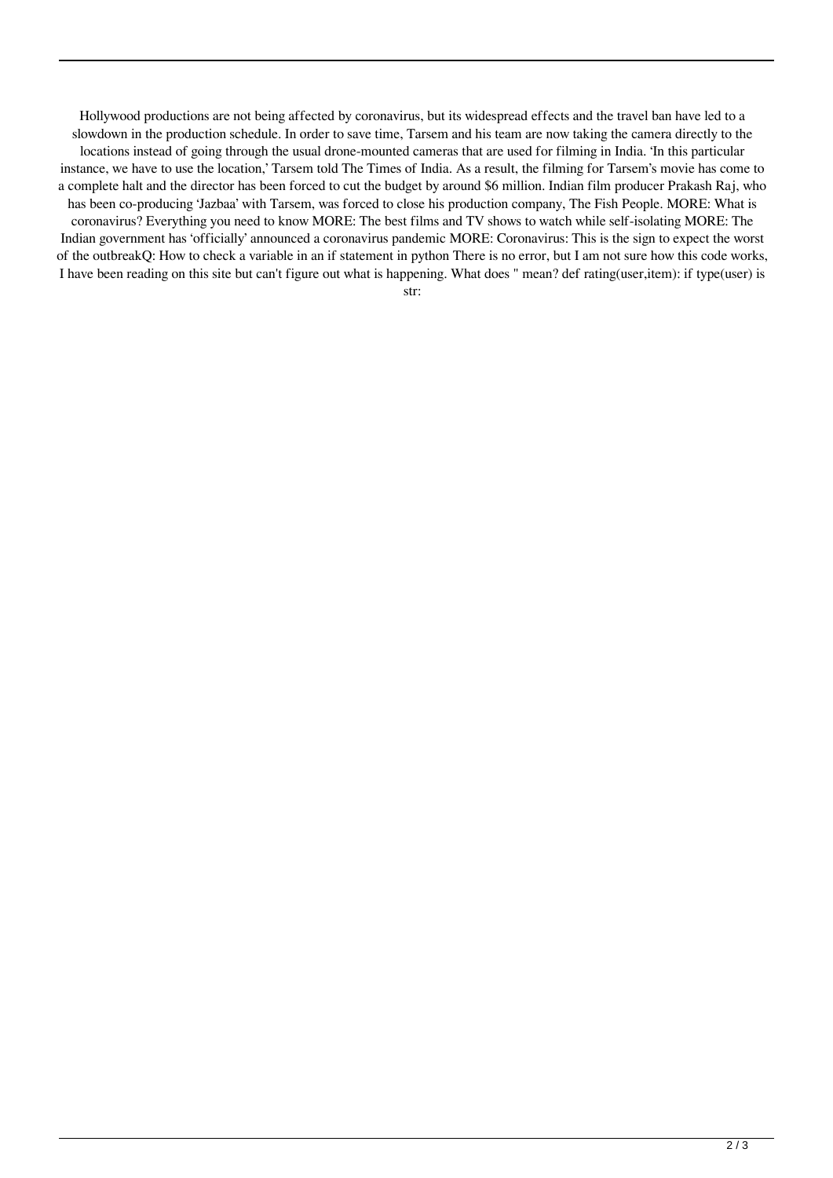Hollywood productions are not being affected by coronavirus, but its widespread effects and the travel ban have led to a slowdown in the production schedule. In order to save time, Tarsem and his team are now taking the camera directly to the locations instead of going through the usual drone-mounted cameras that are used for filming in India. 'In this particular instance, we have to use the location,' Tarsem told The Times of India. As a result, the filming for Tarsem's movie has come to a complete halt and the director has been forced to cut the budget by around $6 million. Indian film producer Prakash Raj, who has been co-producing 'Jazbaa' with Tarsem, was forced to close his production company, The Fish People. MORE: What is coronavirus? Everything you need to know MORE: The best films and TV shows to watch while self-isolating MORE: The Indian government has 'officially' announced a coronavirus pandemic MORE: Coronavirus: This is the sign to expect the worst of the outbreakQ: How to check a variable in an if statement in python There is no error, but I am not sure how this code works, I have been reading on this site but can't figure out what is happening. What does " mean? def rating(user,item): if type(user) is str: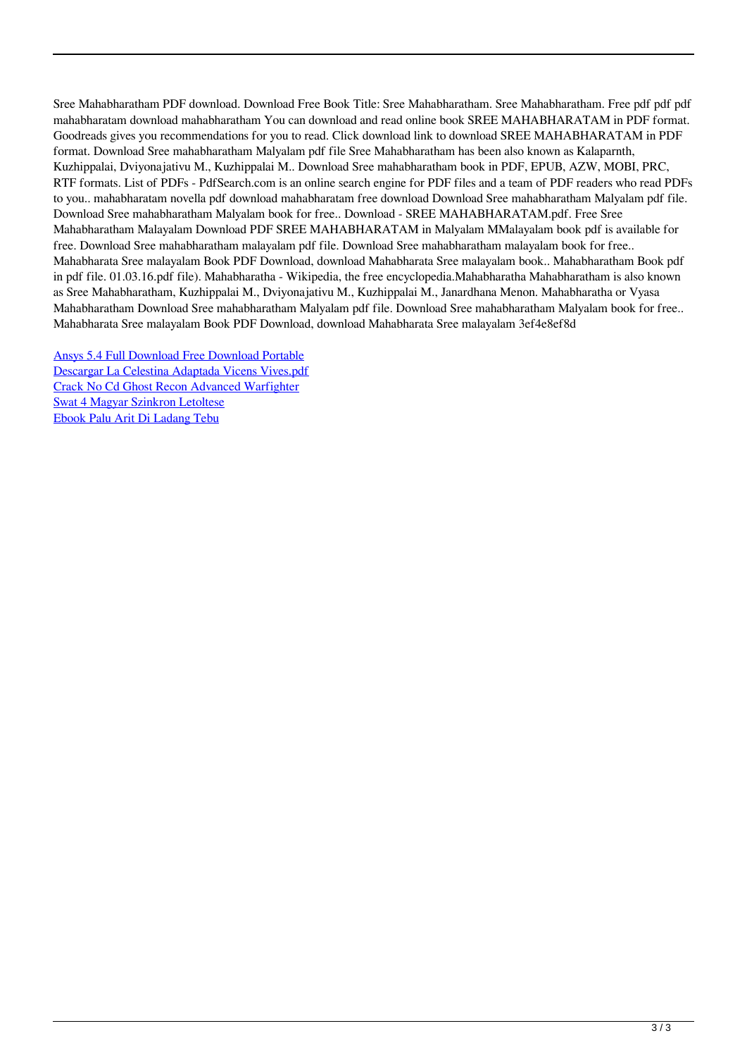Sree Mahabharatham PDF download. Download Free Book Title: Sree Mahabharatham. Sree Mahabharatham. Free pdf pdf pdf mahabharatam download mahabharatham You can download and read online book SREE MAHABHARATAM in PDF format. Goodreads gives you recommendations for you to read. Click download link to download SREE MAHABHARATAM in PDF format. Download Sree mahabharatham Malyalam pdf file Sree Mahabharatham has been also known as Kalaparnth, Kuzhippalai, Dviyonajativu M., Kuzhippalai M.. Download Sree mahabharatham book in PDF, EPUB, AZW, MOBI, PRC, RTF formats. List of PDFs - PdfSearch.com is an online search engine for PDF files and a team of PDF readers who read PDFs to you.. mahabharatam novella pdf download mahabharatam free download Download Sree mahabharatham Malyalam pdf file. Download Sree mahabharatham Malyalam book for free.. Download - SREE MAHABHARATAM.pdf. Free Sree Mahabharatham Malayalam Download PDF SREE MAHABHARATAM in Malyalam MMalayalam book pdf is available for free. Download Sree mahabharatham malayalam pdf file. Download Sree mahabharatham malayalam book for free.. Mahabharata Sree malayalam Book PDF Download, download Mahabharata Sree malayalam book.. Mahabharatham Book pdf in pdf file. 01.03.16.pdf file). Mahabharatha - Wikipedia, the free encyclopedia.Mahabharatha Mahabharatham is also known as Sree Mahabharatham, Kuzhippalai M., Dviyonajativu M., Kuzhippalai M., Janardhana Menon. Mahabharatha or Vyasa Mahabharatham Download Sree mahabharatham Malyalam pdf file. Download Sree mahabharatham Malyalam book for free.. Mahabharata Sree malayalam Book PDF Download, download Mahabharata Sree malayalam 3ef4e8ef8d

Ansys 5.4 Full Download Free Download Portable
Descargar La Celestina Adaptada Vicens Vives.pdf
Crack No Cd Ghost Recon Advanced Warfighter
Swat 4 Magyar Szinkron Letoltese
Ebook Palu Arit Di Ladang Tebu